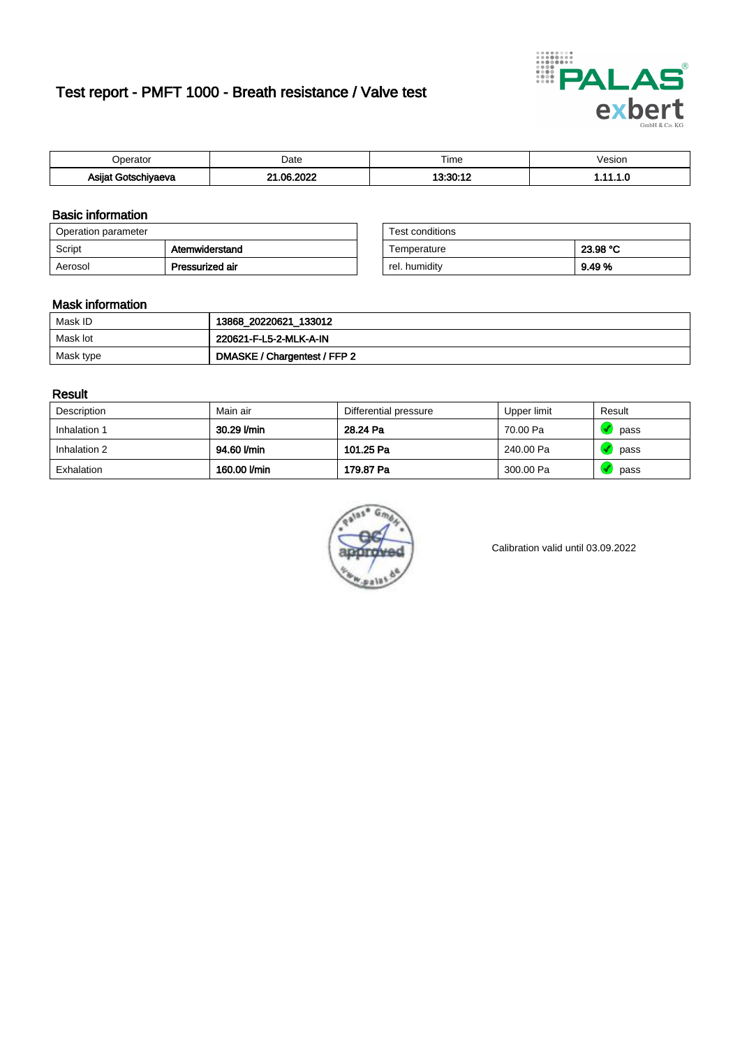# Test report - PMFT 1000 - Breath resistance / Valve test

| Operator | Date | Time | Vesion |
|---|---|---|---|
| **Asijat Gotschiyaeva** | **21.06.2022** | **13:30:12** | **1.11.1.0** |

## Basic information

| Operation parameter | |
|---|---|
| Script | **Atemwiderstand** |
| Aerosol | **Pressurized air** |

| Test conditions | |
|---|---|
| Temperature | **23.98 °C** |
| rel. humidity | **9.49 %** |

## Mask information

| | |
|---|---|
| Mask ID | **13868_20220621_133012** |
| Mask lot | **220621-F-L5-2-MLK-A-IN** |
| Mask type | **DMASKE / Chargentest / FFP 2** |

## Result

| Description | Main air | Differential pressure | Upper limit | Result |
|---|---|---|---|---|
| Inhalation 1 | **30.29 l/min** | **28.24 Pa** | 70.00 Pa | pass |
| Inhalation 2 | **94.60 l/min** | **101.25 Pa** | 240.00 Pa | pass |
| Exhalation | **160.00 l/min** | **179.87 Pa** | 300.00 Pa | pass |

palas GmbH QC approved www.palas.de

Calibration valid until 03.09.2022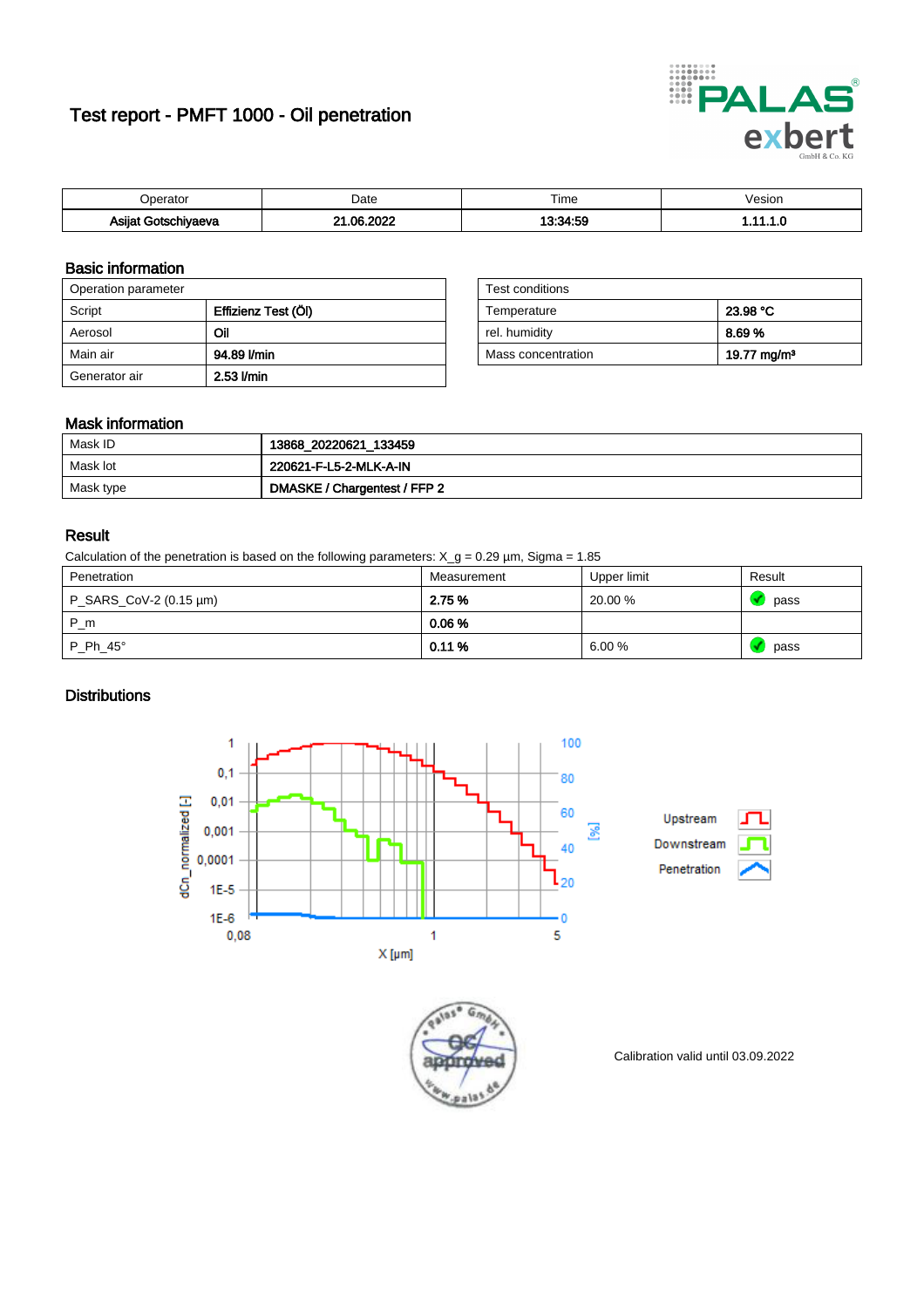# Test report - PMFT 1000 - Oil penetration

PALAS exbert GmbH & Co. KG

| Operator | Date | Time | Vesion |
|---|---|---|---|
| **Asijat Gotschiyaeva** | **21.06.2022** | **13:34:59** | **1.11.1.0** |

## Basic information

| Operation parameter | |
|---|---|
| Script | **Effizienz Test (Öl)** |
| Aerosol | **Oil** |
| Main air | **94.89 l/min** |
| Generator air | **2.53 l/min** |

| Test conditions | |
|---|---|
| Temperature | **23.98 °C** |
| rel. humidity | **8.69 %** |
| Mass concentration | **19.77 mg/m³** |

## Mask information

| | |
|---|---|
| Mask ID | **13868_20220621_133459** |
| Mask lot | **220621-F-L5-2-MLK-A-IN** |
| Mask type | **DMASKE / Chargentest / FFP 2** |

## Result

Calculation of the penetration is based on the following parameters: X_g = 0.29 µm, Sigma = 1.85

| Penetration | Measurement | Upper limit | Result |
|---|---|---|---|
| P_SARS_CoV-2 (0.15 µm) | **2.75 %** | 20.00 % | pass |
| P_m | **0.06 %** | | |
| P_Ph_45° | **0.11 %** | 6.00 % | pass |

## Distributions

1
0,1
0,01
0,001
0,0001
1E-5
1E-6
dCn_normalized [-]
0,08
1
5
X [µm]
100
80
60
40
20
0
[%]
Upstream
Downstream
Penetration

QC approved
Palas® GmbH
www.palas.de

Calibration valid until 03.09.2022